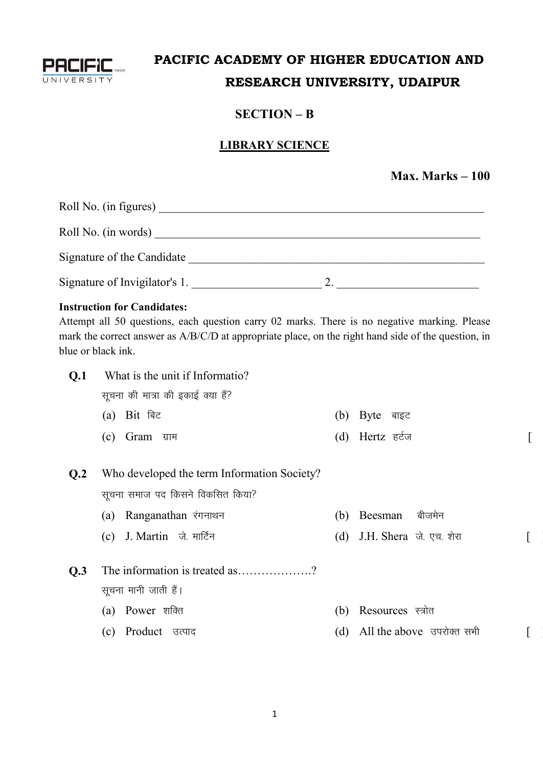PACIFIC UNIVERSITY

# PACIFIC ACADEMY OF HIGHER EDUCATION AND RESEARCH UNIVERSITY, UDAIPUR

## SECTION – B

## LIBRARY SCIENCE

**Max. Marks – 100**

Roll No. (in figures) ____________________________________________

Roll No. (in words) ____________________________________________

Signature of the Candidate ____________________________________________

Signature of Invigilator's 1. ______________________ 2. ________________________

**Instruction for Candidates:**
Attempt all 50 questions, each question carry 02 marks. There is no negative marking. Please mark the correct answer as A/B/C/D at appropriate place, on the right hand side of the question, in blue or black ink.

**Q.1** What is the unit if Informatio?
सूचना की मात्रा की इकाई क्या हैं?

(a) Bit बिट
(b) Byte बाइट
(c) Gram ग्राम
(d) Hertz हर्टज [ ]

**Q.2** Who developed the term Information Society?
सूचना समाज पद किसने विकसित किया?

(a) Ranganathan रंगनाथन
(b) Beesman बीजमेन
(c) J. Martin जे. मार्टिन
(d) J.H. Shera जे. एच. शेरा [ ]

**Q.3** The information is treated as……………….?
सूचना मानी जाती हैं।

(a) Power शक्ति
(b) Resources स्त्रोत
(c) Product उत्पाद
(d) All the above उपरोक्त सभी [ ]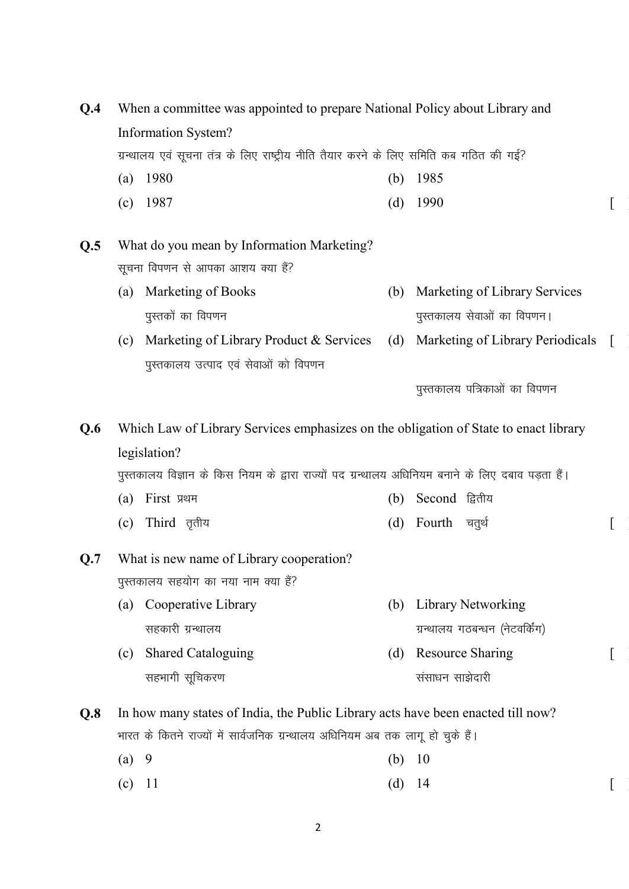**Q.4** When a committee was appointed to prepare National Policy about Library and Information System?

ग्रन्थालय एवं सूचना तंत्र के लिए राष्ट्रीय नीति तैयार करने के लिए समिति कब गठित की गई?

(a) 1980 (b) 1985

(c) 1987 (d) 1990 [ ]

**Q.5** What do you mean by Information Marketing?

सूचना विपणन से आपका आशय क्या हैं?

(a) Marketing of Books
पुस्तकों का विपणन

(b) Marketing of Library Services
पुस्तकालय सेवाओं का विपणन।

(c) Marketing of Library Product & Services
पुस्तकालय उत्पाद एवं सेवाओं को विपणन

(d) Marketing of Library Periodicals
पुस्तकालय पत्रिकाओं का विपणन [ ]

**Q.6** Which Law of Library Services emphasizes on the obligation of State to enact library legislation?

पुस्तकालय विज्ञान के किस नियम के द्वारा राज्यों पद ग्रन्थालय अधिनियम बनाने के लिए दबाव पड़ता हैं।

(a) First प्रथम (b) Second द्वितीय

(c) Third तृतीय (d) Fourth चतुर्थ [ ]

**Q.7** What is new name of Library cooperation?

पुस्तकालय सहयोग का नया नाम क्या हैं?

(a) Cooperative Library
सहकारी ग्रन्थालय

(b) Library Networking
ग्रन्थालय गठबन्धन (नेटवर्किंग)

(c) Shared Cataloguing
सहभागी सूचिकरण

(d) Resource Sharing
संसाधन साझेदारी [ ]

**Q.8** In how many states of India, the Public Library acts have been enacted till now?

भारत के कितने राज्यों में सार्वजनिक ग्रन्थालय अधिनियम अब तक लागू हो चुके हैं।

(a) 9 (b) 10

(c) 11 (d) 14 [ ]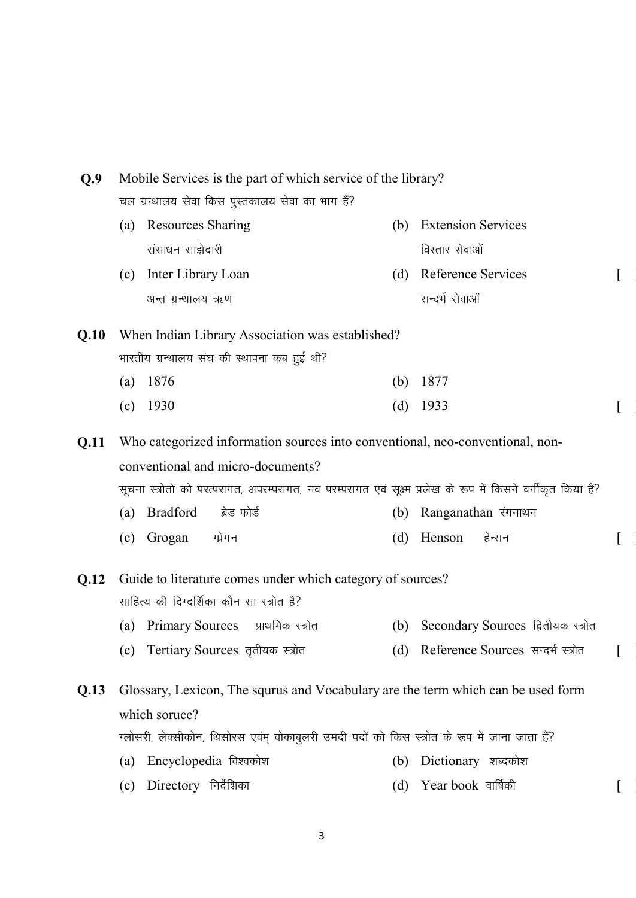**Q.9** Mobile Services is the part of which service of the library?

चल ग्रन्थालय सेवा किस पुस्तकालय सेवा का भाग हैं?

(a) Resources Sharing
संसाधन साझेदारी

(b) Extension Services
विस्तार सेवाओं

(c) Inter Library Loan
अन्त ग्रन्थालय ऋण

(d) Reference Services
सन्दर्भ सेवाओं

[ ]

**Q.10** When Indian Library Association was established?

भारतीय ग्रन्थालय संघ की स्थापना कब हुई थी?

(a) 1876

(b) 1877

(c) 1930

(d) 1933

[ ]

**Q.11** Who categorized information sources into conventional, neo-conventional, non-conventional and micro-documents?

सूचना स्त्रोतों को परत्परागत, अपरम्परागत, नव परम्परागत एवं सूक्ष्म प्रलेख के रूप में किसने वर्गीकृत किया हैं?

(a) Bradford ब्रेड फोर्ड

(b) Ranganathan रंगनाथन

(c) Grogan ग्रेगन

(d) Henson हेन्सन

[ ]

**Q.12** Guide to literature comes under which category of sources?

साहित्य की दिग्दर्शिका कौन सा स्त्रोत है?

(a) Primary Sources प्राथमिक स्त्रोत

(b) Secondary Sources द्वितीयक स्त्रोत

(c) Tertiary Sources तृतीयक स्त्रोत

(d) Reference Sources सन्दर्भ स्त्रोत

[ ]

**Q.13** Glossary, Lexicon, The squrus and Vocabulary are the term which can be used form which soruce?

ग्लोसरी, लेक्सीकोन, थिसोरस एवंम् वोकाबुलरी उमदी पदों को किस स्त्रोत के रूप में जाना जाता हैं?

(a) Encyclopedia विश्वकोश

(b) Dictionary शब्दकोश

(c) Directory निर्देशिका

(d) Year book वार्षिकी

[ ]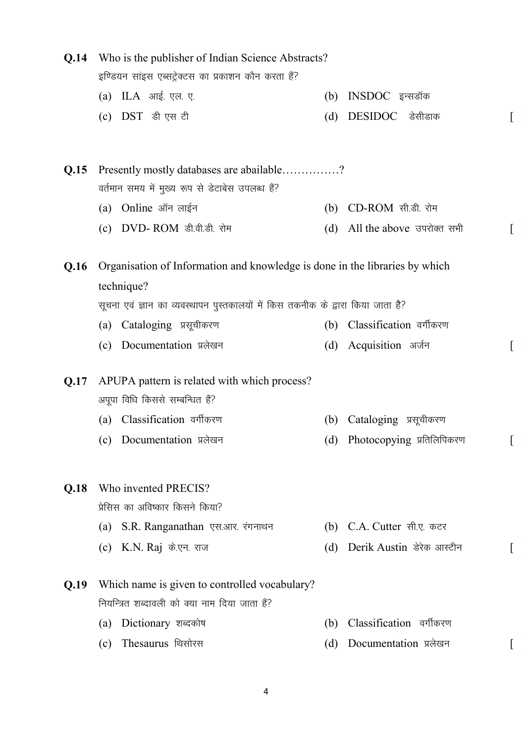**Q.14** Who is the publisher of Indian Science Abstracts?

इण्डियन सांइस एब्सट्रेक्टस का प्रकाशन कौन करता हैं?

(a) ILA आई. एल. ए.
(b) INSDOC इन्सडॉक
(c) DST डी एस टी
(d) DESIDOC डेसीडाक [ ]

**Q.15** Presently mostly databases are abailable……………?

वर्तमान समय में मुख्य रूप से डेटाबेस उपलब्ध हैं?

(a) Online ऑन लाईन
(b) CD-ROM सी.डी. रोम
(c) DVD- ROM डी.वी.डी. रोम
(d) All the above उपरोक्त सभी [ ]

**Q.16** Organisation of Information and knowledge is done in the libraries by which technique?

सूचना एवं ज्ञान का व्यवस्थापन पुस्तकालयों में किस तकनीक के द्वारा किया जाता है?

(a) Cataloging प्रसूचीकरण
(b) Classification वर्गीकरण
(c) Documentation प्रलेखन
(d) Acquisition अर्जन [ ]

**Q.17** APUPA pattern is related with which process?

अपूपा विधि किससे सम्बन्धित हैं?

(a) Classification वर्गीकरण
(b) Cataloging प्रसूचीकरण
(c) Documentation प्रलेखन
(d) Photocopying प्रतिलिपिकरण [ ]

**Q.18** Who invented PRECIS?

प्रेसिस का अविष्कार किसने किया?

(a) S.R. Ranganathan एस.आर. रंगनाथन
(b) C.A. Cutter सी.ए. कटर
(c) K.N. Raj के.एन. राज
(d) Derik Austin डेरेक आस्टीन [ ]

**Q.19** Which name is given to controlled vocabulary?

नियन्त्रित शब्दावली को क्या नाम दिया जाता हैं?

(a) Dictionary शब्दकोष
(b) Classification वर्गीकरण
(c) Thesaurus थिसोरस
(d) Documentation प्रलेखन [ ]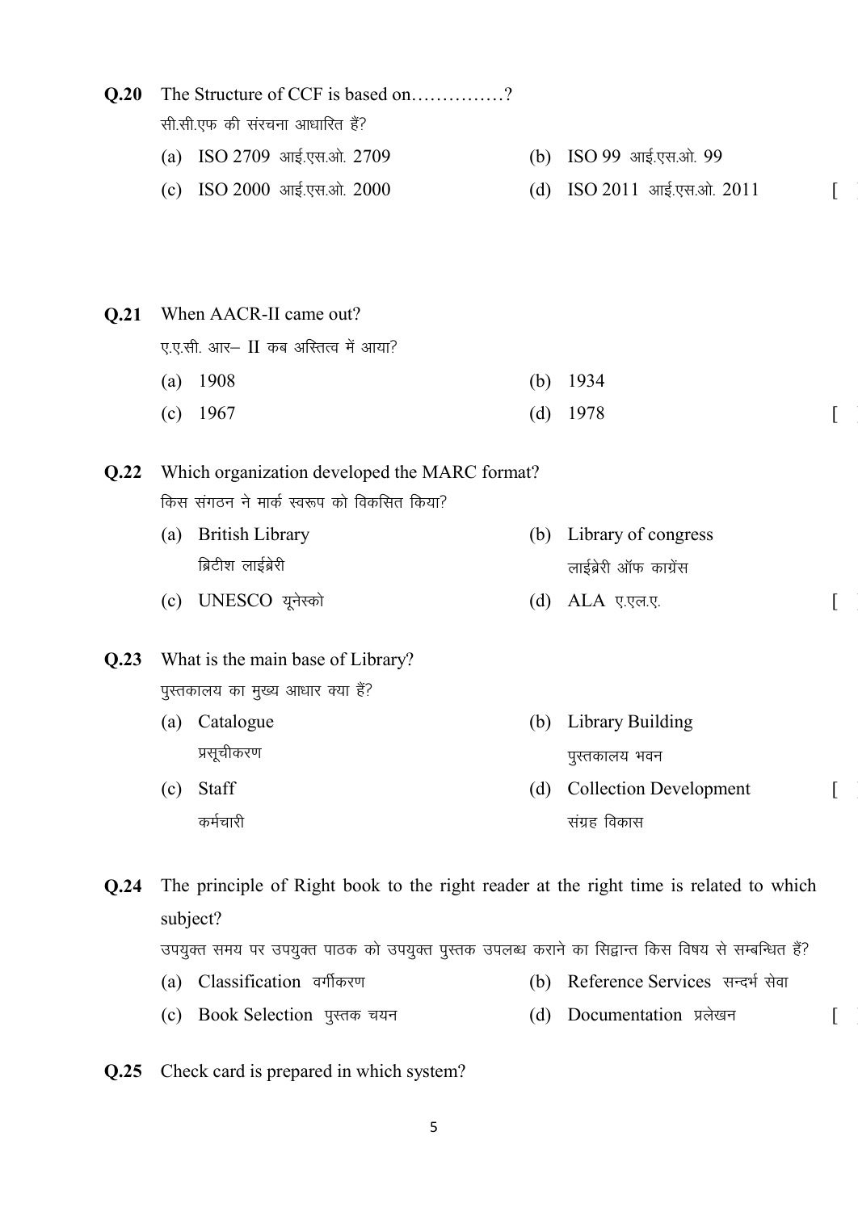**Q.20** The Structure of CCF is based on……………?

सी.सी.एफ की संरचना आधारित हैं?

(a) ISO 2709 आई.एस.ओ. 2709
(b) ISO 99 आई.एस.ओ. 99
(c) ISO 2000 आई.एस.ओ. 2000
(d) ISO 2011 आई.एस.ओ. 2011 [ ]

**Q.21** When AACR-II came out?

ए.ए.सी. आर– II कब अस्तित्व में आया?

(a) 1908
(b) 1934
(c) 1967
(d) 1978 [ ]

**Q.22** Which organization developed the MARC format?

किस संगठन ने मार्क स्वरूप को विकसित किया?

(a) British Library
ब्रिटीश लाईब्रेरी
(b) Library of congress
लाईब्रेरी ऑफ काग्रेंस
(c) UNESCO यूनेस्को
(d) ALA ए.एल.ए. [ ]

**Q.23** What is the main base of Library?

पुस्तकालय का मुख्य आधार क्या हैं?

(a) Catalogue
प्रसूचीकरण
(b) Library Building
पुस्तकालय भवन
(c) Staff
कर्मचारी
(d) Collection Development
संग्रह विकास [ ]

**Q.24** The principle of Right book to the right reader at the right time is related to which subject?

उपयुक्त समय पर उपयुक्त पाठक को उपयुक्त पुस्तक उपलब्ध कराने का सिद्वान्त किस विषय से सम्बन्धित हैं?

(a) Classification वर्गीकरण
(b) Reference Services सन्दर्भ सेवा
(c) Book Selection पुस्तक चयन
(d) Documentation प्रलेखन [ ]

**Q.25** Check card is prepared in which system?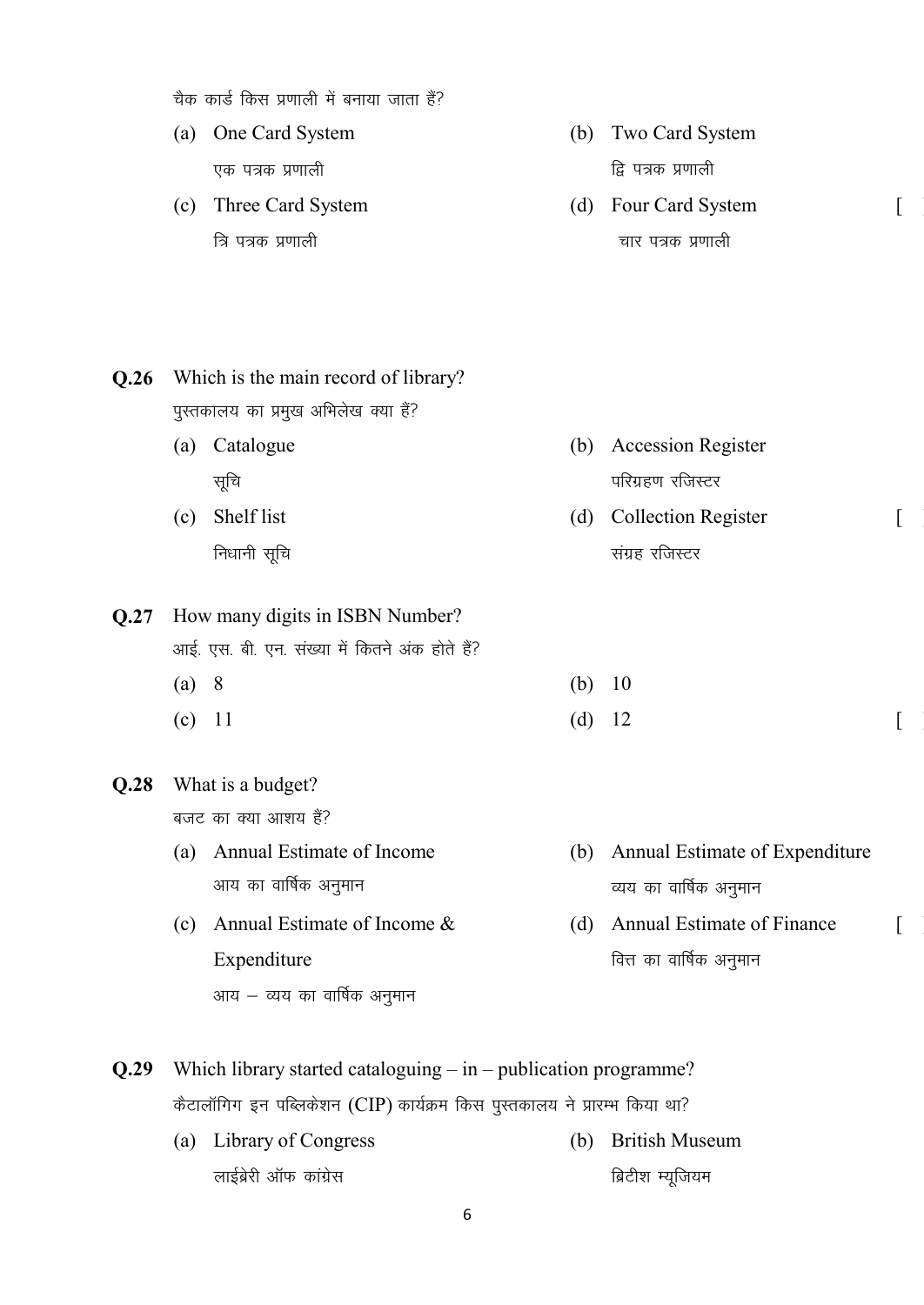चैक कार्ड किस प्रणाली में बनाया जाता हैं?

(a) One Card System
एक पत्रक प्रणाली

(b) Two Card System
द्वि पत्रक प्रणाली

(c) Three Card System
त्रि पत्रक प्रणाली

(d) Four Card System
चार पत्रक प्रणाली

[ ]

**Q.26** Which is the main record of library?
पुस्तकालय का प्रमुख अभिलेख क्या हैं?

(a) Catalogue
सूचि

(b) Accession Register
परिग्रहण रजिस्टर

(c) Shelf list
निधानी सूचि

(d) Collection Register
संग्रह रजिस्टर

[ ]

**Q.27** How many digits in ISBN Number?
आई. एस. बी. एन. संख्या में कितने अंक होते हैं?

(a) 8

(b) 10

(c) 11

(d) 12

[ ]

**Q.28** What is a budget?
बजट का क्या आशय हैं?

(a) Annual Estimate of Income
आय का वार्षिक अनुमान

(b) Annual Estimate of Expenditure
व्यय का वार्षिक अनुमान

(c) Annual Estimate of Income & Expenditure
आय – व्यय का वार्षिक अनुमान

(d) Annual Estimate of Finance
वित्त का वार्षिक अनुमान

[ ]

**Q.29** Which library started cataloguing – in – publication programme?
कैटालॉगिग इन पब्लिकेशन (CIP) कार्यक्रम किस पुस्तकालय ने प्रारम्भ किया था?

(a) Library of Congress
लाईब्रेरी ऑफ कांग्रेस

(b) British Museum
ब्रिटीश म्यूजियम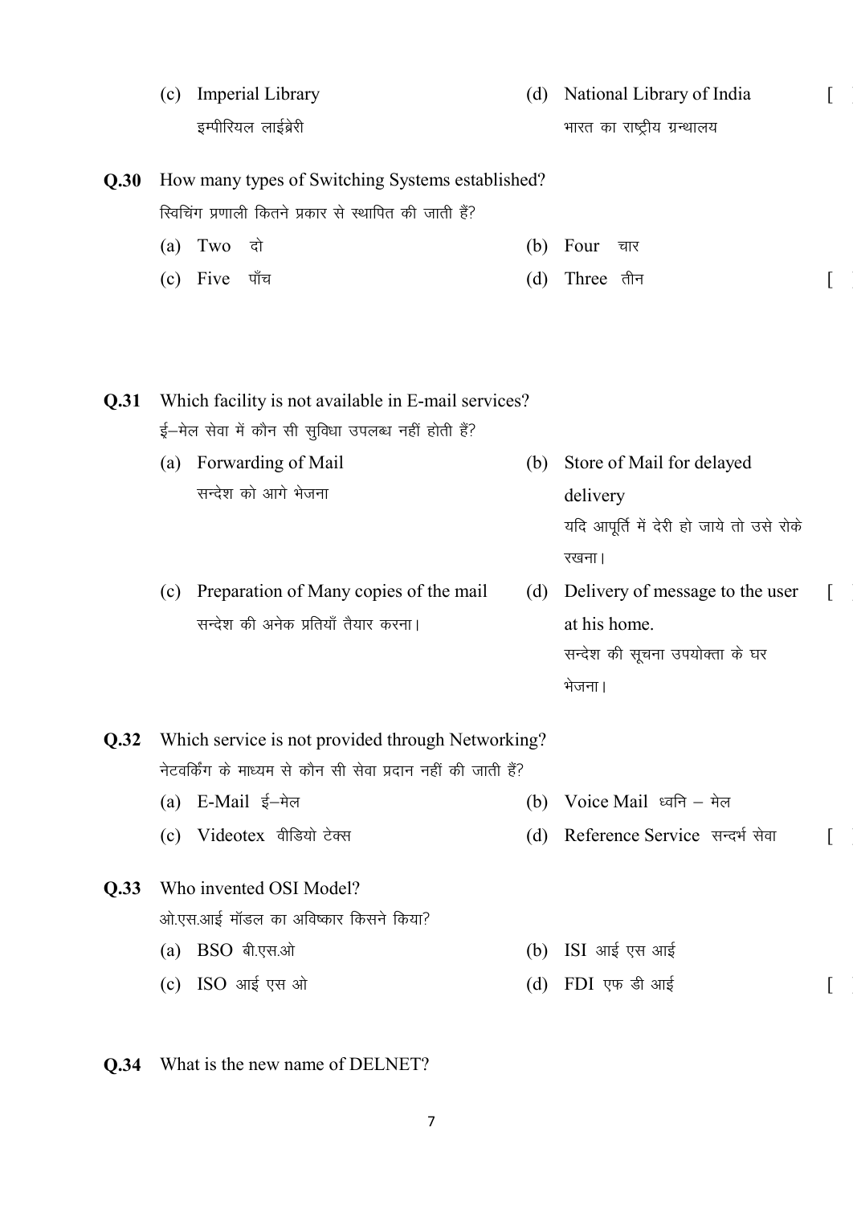(c) Imperial Library
इम्पीरियल लाईब्रेरी

(d) National Library of India
भारत का राष्ट्रीय ग्रन्थालय [ ]

**Q.30** How many types of Switching Systems established?
स्विचिंग प्रणाली कितने प्रकार से स्थापित की जाती हैं?

(a) Two दो
(b) Four चार
(c) Five पाँच
(d) Three तीन [ ]

**Q.31** Which facility is not available in E-mail services?
ई–मेल सेवा में कौन सी सुविधा उपलब्ध नहीं होती हैं?

(a) Forwarding of Mail
सन्देश को आगे भेजना

(b) Store of Mail for delayed delivery
यदि आपूर्ति में देरी हो जाये तो उसे रोके रखना।

(c) Preparation of Many copies of the mail
सन्देश की अनेक प्रतियाँ तैयार करना।

(d) Delivery of message to the user at his home.
सन्देश की सूचना उपयोक्ता के घर भेजना। [ ]

**Q.32** Which service is not provided through Networking?
नेटवर्किंग के माध्यम से कौन सी सेवा प्रदान नहीं की जाती हैं?

(a) E-Mail ई–मेल
(b) Voice Mail ध्वनि – मेल
(c) Videotex वीडियो टेक्स
(d) Reference Service सन्दर्भ सेवा [ ]

**Q.33** Who invented OSI Model?
ओ.एस.आई मॉडल का अविष्कार किसने किया?

(a) BSO बी.एस.ओ
(b) ISI आई एस आई
(c) ISO आई एस ओ
(d) FDI एफ डी आई [ ]

**Q.34** What is the new name of DELNET?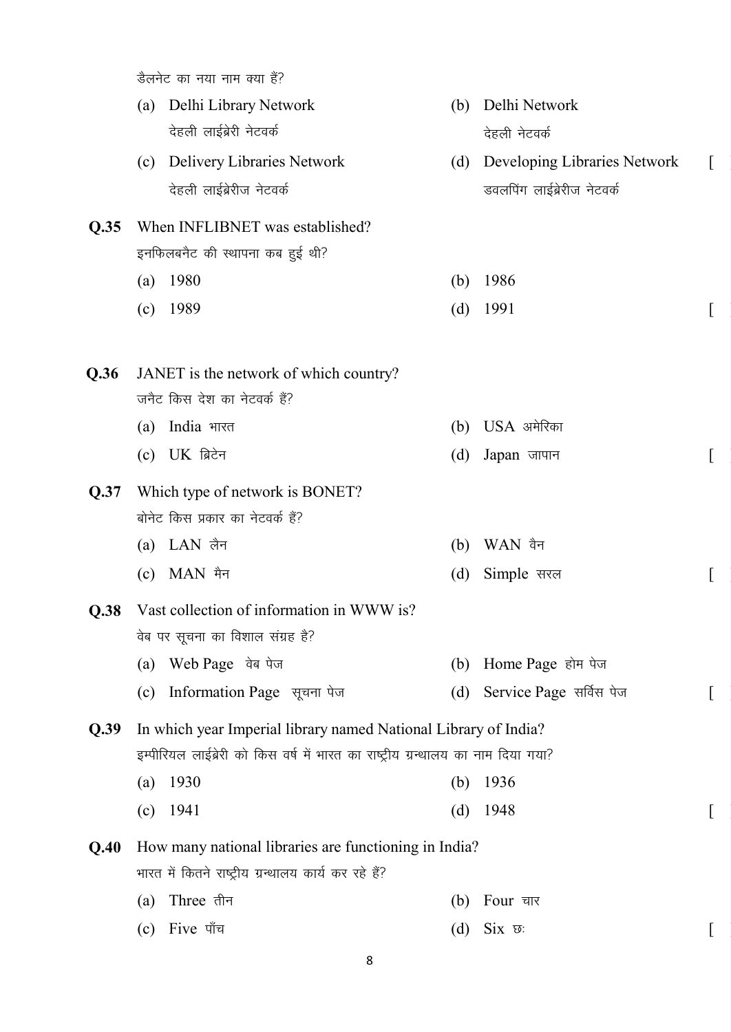डैलनेट का नया नाम क्या हैं?

(a) Delhi Library Network
देहली लाईब्रेरी नेटवर्क

(b) Delhi Network
देहली नेटवर्क

(c) Delivery Libraries Network
देहली लाईब्रेरीज नेटवर्क

(d) Developing Libraries Network
डवलपिंग लाईब्रेरीज नेटवर्क [ ]

**Q.35** When INFLIBNET was established?
इनफिलबनैट की स्थापना कब हुई थी?

(a) 1980 (b) 1986
(c) 1989 (d) 1991 [ ]

**Q.36** JANET is the network of which country?
जनैट किस देश का नेटवर्क हैं?

(a) India भारत (b) USA अमेरिका
(c) UK ब्रिटेन (d) Japan जापान [ ]

**Q.37** Which type of network is BONET?
बोनेट किस प्रकार का नेटवर्क हैं?

(a) LAN लैन (b) WAN वैन
(c) MAN मैन (d) Simple सरल [ ]

**Q.38** Vast collection of information in WWW is?
वेब पर सूचना का विशाल संग्रह है?

(a) Web Page वेब पेज (b) Home Page होम पेज
(c) Information Page सूचना पेज (d) Service Page सर्विस पेज [ ]

**Q.39** In which year Imperial library named National Library of India?
इम्पीरियल लाईब्रेरी को किस वर्ष में भारत का राष्ट्रीय ग्रन्थालय का नाम दिया गया?

(a) 1930 (b) 1936
(c) 1941 (d) 1948 [ ]

**Q.40** How many national libraries are functioning in India?
भारत में कितने राष्ट्रीय ग्रन्थालय कार्य कर रहे हैं?

(a) Three तीन (b) Four चार
(c) Five पाँच (d) Six छः [ ]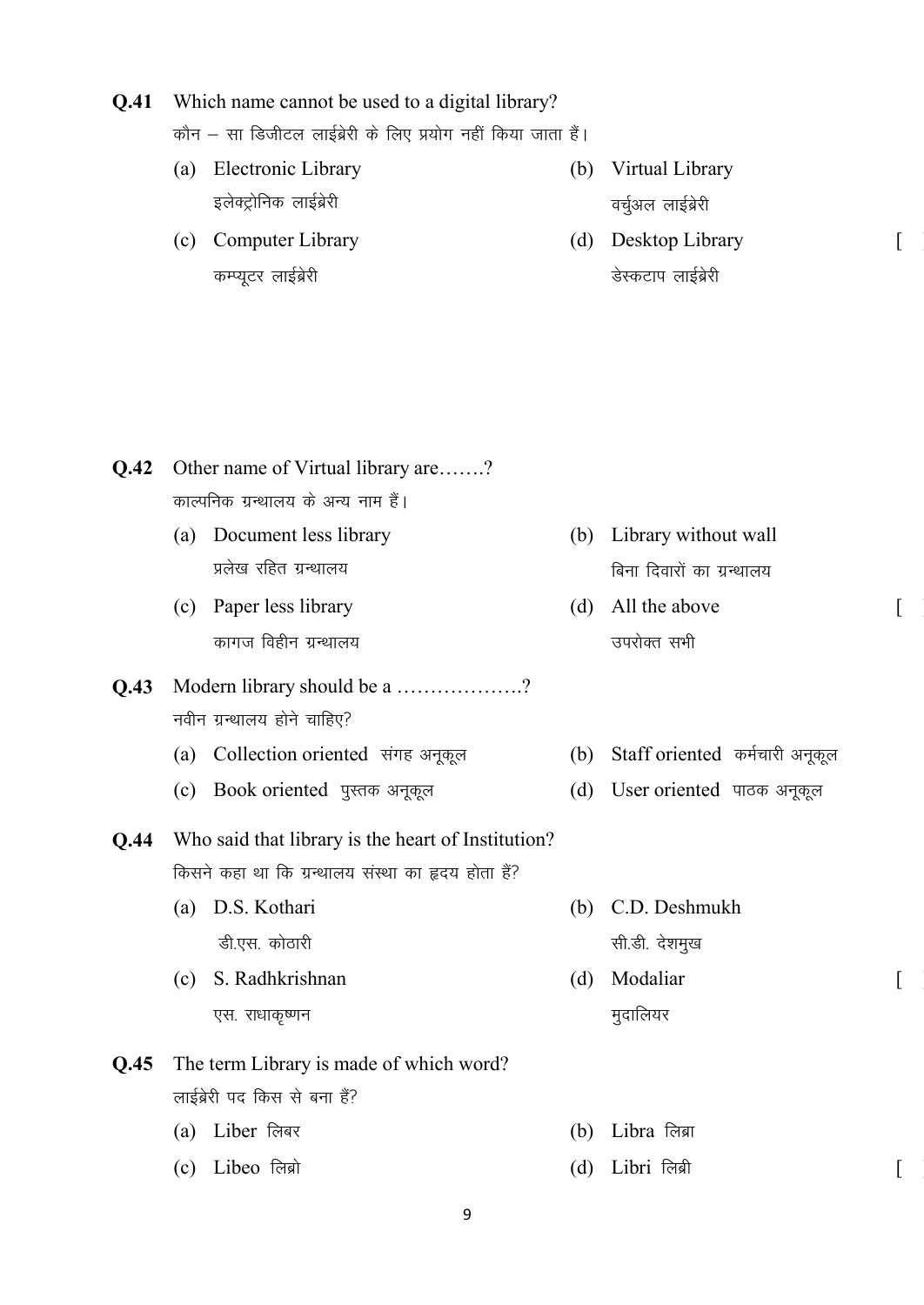**Q.41** Which name cannot be used to a digital library?
कौन – सा डिजीटल लाईब्रेरी के लिए प्रयोग नहीं किया जाता हैं।

(a) Electronic Library
इलेक्ट्रोनिक लाईब्रेरी

(b) Virtual Library
वर्चुअल लाईब्रेरी

(c) Computer Library
कम्प्यूटर लाईब्रेरी

(d) Desktop Library
डेस्कटाप लाईब्रेरी

[ ]

**Q.42** Other name of Virtual library are.......?
काल्पनिक ग्रन्थालय के अन्य नाम हैं।

(a) Document less library
प्रलेख रहित ग्रन्थालय

(b) Library without wall
बिना दिवारों का ग्रन्थालय

(c) Paper less library
कागज विहीन ग्रन्थालय

(d) All the above
उपरोक्त सभी

[ ]

**Q.43** Modern library should be a ..................?
नवीन ग्रन्थालय होने चाहिए?

(a) Collection oriented संग्रह अनूकूल

(b) Staff oriented कर्मचारी अनूकूल

(c) Book oriented पुस्तक अनूकूल

(d) User oriented पाठक अनूकूल

**Q.44** Who said that library is the heart of Institution?
किसने कहा था कि ग्रन्थालय संस्था का हृदय होता हैं?

(a) D.S. Kothari
डी.एस. कोठारी

(b) C.D. Deshmukh
सी.डी. देशमुख

(c) S. Radhkrishnan
एस. राधाकृष्णन

(d) Modaliar
मुदालियर

[ ]

**Q.45** The term Library is made of which word?
लाईब्रेरी पद किस से बना हैं?

(a) Liber लिबर

(b) Libra लिब्रा

(c) Libeo लिब्रो

(d) Libri लिब्री

[ ]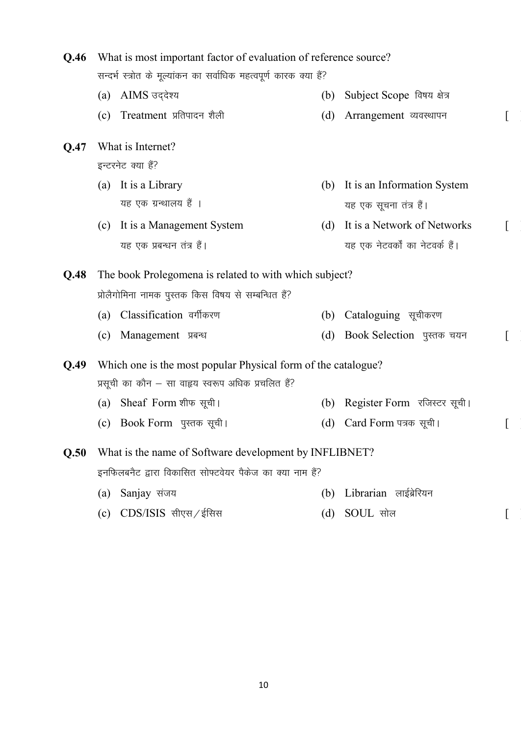**Q.46** What is most important factor of evaluation of reference source?

सन्दर्भ स्त्रोत के मूल्यांकन का सर्वाधिक महत्वपूर्ण कारक क्या हैं?

(a) AIMS उद्देश्य
(b) Subject Scope विषय क्षेत्र
(c) Treatment प्रतिपादन शैली
(d) Arrangement व्यवस्थापन [ ]

**Q.47** What is Internet?

इन्टरनेट क्या हैं?

(a) It is a Library
यह एक ग्रन्थालय हैं ।
(b) It is an Information System
यह एक सूचना तंत्र हैं।
(c) It is a Management System
यह एक प्रबन्धन तंत्र हैं।
(d) It is a Network of Networks
यह एक नेटवर्कों का नेटवर्क हैं। [ ]

**Q.48** The book Prolegomena is related to with which subject?

प्रोलैगोमिना नामक पुस्तक किस विषय से सम्बन्धित हैं?

(a) Classification वर्गीकरण
(b) Cataloguing सूचीकरण
(c) Management प्रबन्ध
(d) Book Selection पुस्तक चयन [ ]

**Q.49** Which one is the most popular Physical form of the catalogue?

प्रसूची का कौन – सा वाह्रय स्वरूप अधिक प्रचलित हैं?

(a) Sheaf Form शीफ सूची।
(b) Register Form रजिस्टर सूची।
(c) Book Form पुस्तक सूची।
(d) Card Form पत्रक सूची। [ ]

**Q.50** What is the name of Software development by INFLIBNET?

इनफिलबनैट द्वारा विकासित सोफ्टवेयर पैकेज का क्या नाम हैं?

(a) Sanjay संजय
(b) Librarian लाईब्रेरियन
(c) CDS/ISIS सीएस/ईसिस
(d) SOUL सोल [ ]